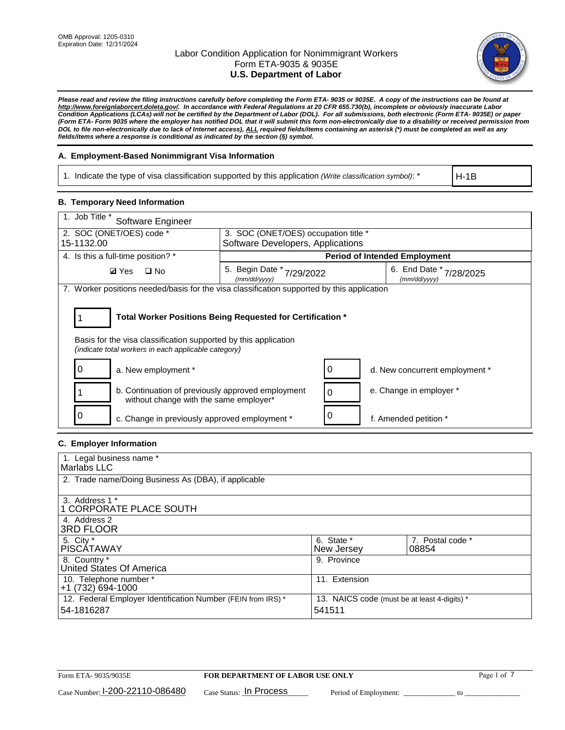OMB Approval: 1205-0310
Expiration Date: 12/31/2024

# Labor Condition Application for Nonimmigrant Workers
## Form ETA-9035 & 9035E
## U.S. Department of Labor

***Please read and review the filing instructions carefully before completing the Form ETA- 9035 or 9035E. A copy of the instructions can be found at http://www.foreignlaborcert.doleta.gov/. In accordance with Federal Regulations at 20 CFR 655.730(b), incomplete or obviously inaccurate Labor Condition Applications (LCAs) will not be certified by the Department of Labor (DOL). For all submissions, both electronic (Form ETA- 9035E) or paper (Form ETA- Form 9035 where the employer has notified DOL that it will submit this form non-electronically due to a disability or received permission from DOL to file non-electronically due to lack of Internet access), ALL required fields/items containing an asterisk (*) must be completed as well as any fields/items where a response is conditional as indicated by the section (§) symbol.***

### A. Employment-Based Nonimmigrant Visa Information

| 1. Indicate the type of visa classification supported by this application *(Write classification symbol)*: * | H-1B |
|---|---|

### B. Temporary Need Information

| 1. Job Title * Software Engineer | | |
|---|---|---|
| 2. SOC (ONET/OES) code * 15-1132.00 | 3. SOC (ONET/OES) occupation title * Software Developers, Applications | |
| 4. Is this a full-time position? * | **Period of Intended Employment** | |
| ☑ Yes ☐ No | 5. Begin Date * *(mm/dd/yyyy)* 7/29/2022 | 6. End Date * *(mm/dd/yyyy)* 7/28/2025 |

7. Worker positions needed/basis for the visa classification supported by this application

**1 — Total Worker Positions Being Requested for Certification ***

Basis for the visa classification supported by this application
*(indicate total workers in each applicable category)*

| Count | Category | Count | Category |
|---|---|---|---|
| 0 | a. New employment * | 0 | d. New concurrent employment * |
| 1 | b. Continuation of previously approved employment without change with the same employer* | 0 | e. Change in employer * |
| 0 | c. Change in previously approved employment * | 0 | f. Amended petition * |

### C. Employer Information

| 1. Legal business name * Marlabs LLC | | |
|---|---|---|
| 2. Trade name/Doing Business As (DBA), if applicable | | |
| 3. Address 1 * 1 CORPORATE PLACE SOUTH | | |
| 4. Address 2 3RD FLOOR | | |
| 5. City * PISCATAWAY | 6. State * New Jersey | 7. Postal code * 08854 |
| 8. Country * United States Of America | 9. Province | |
| 10. Telephone number * +1 (732) 694-1000 | 11. Extension | |
| 12. Federal Employer Identification Number (FEIN from IRS) * 54-1816287 | 13. NAICS code (must be at least 4-digits) * 541511 | |

Form ETA- 9035/9035E — FOR DEPARTMENT OF LABOR USE ONLY

Case Number: I-200-22110-086480 Case Status: In Process Period of Employment: _____________ to _____________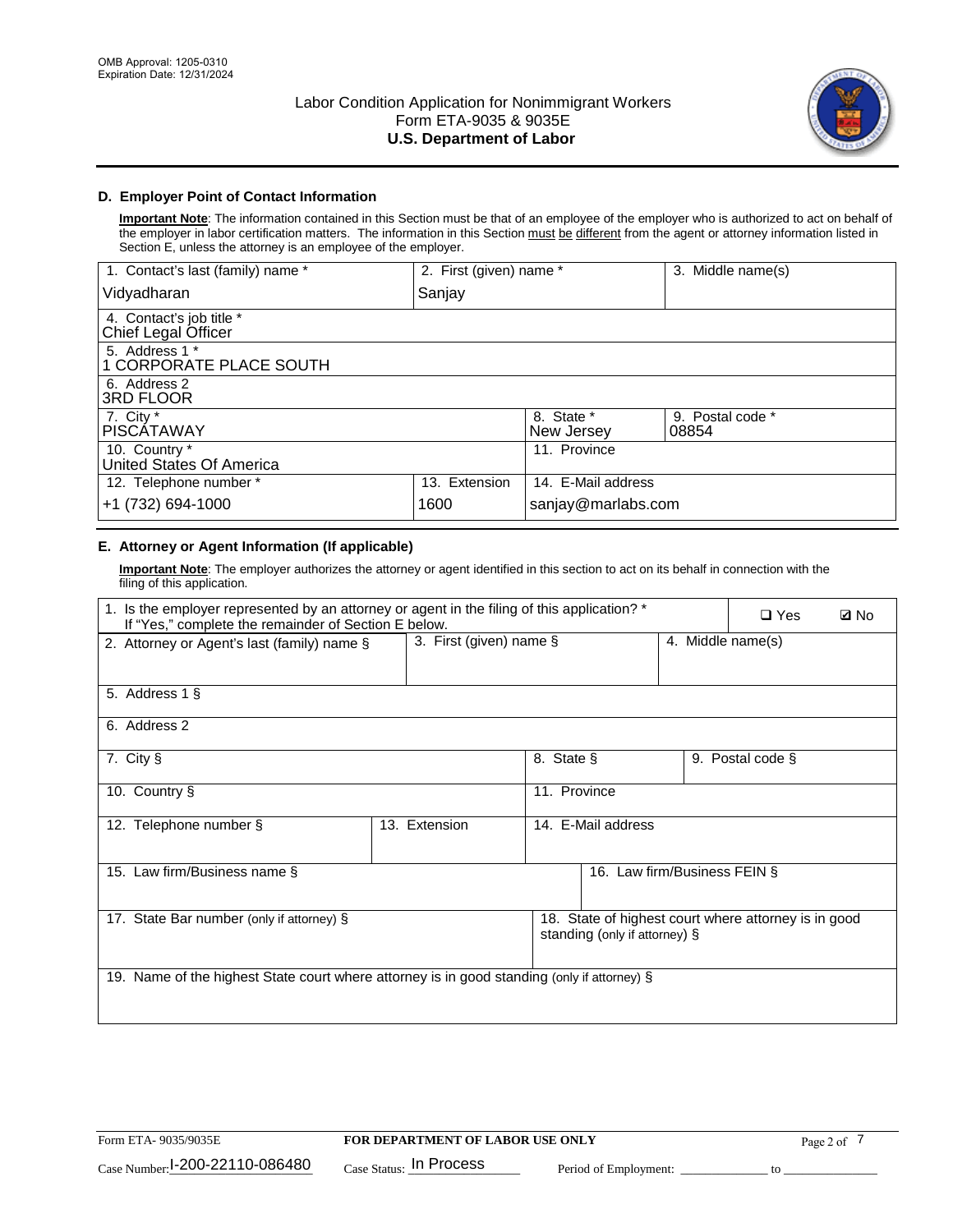Labor Condition Application for Nonimmigrant Workers
Form ETA-9035 & 9035E
**U.S. Department of Labor**

OMB Approval: 1205-0310
Expiration Date: 12/31/2024

## D. Employer Point of Contact Information

**Important Note**: The information contained in this Section must be that of an employee of the employer who is authorized to act on behalf of the employer in labor certification matters. The information in this Section must be different from the agent or attorney information listed in Section E, unless the attorney is an employee of the employer.

| 1. Contact's last (family) name * | 2. First (given) name * | 3. Middle name(s) |
|---|---|---|
| Vidyadharan | Sanjay | |

| 4. Contact's job title * |
|---|
| Chief Legal Officer |

| 5. Address 1 * |
|---|
| 1 CORPORATE PLACE SOUTH |

| 6. Address 2 |
|---|
| 3RD FLOOR |

| 7. City * | 8. State * | 9. Postal code * |
|---|---|---|
| PISCATAWAY | New Jersey | 08854 |

| 10. Country * | 11. Province |
|---|---|
| United States Of America | |

| 12. Telephone number * | 13. Extension | 14. E-Mail address |
|---|---|---|
| +1 (732) 694-1000 | 1600 | sanjay@marlabs.com |

## E. Attorney or Agent Information (If applicable)

**Important Note**: The employer authorizes the attorney or agent identified in this section to act on its behalf in connection with the filing of this application.

1. Is the employer represented by an attorney or agent in the filing of this application? * If "Yes," complete the remainder of Section E below. ❑ Yes ☑ No

| 2. Attorney or Agent's last (family) name § | 3. First (given) name § | 4. Middle name(s) |
|---|---|---|
| | | |

| 5. Address 1 § |
|---|
| |

| 6. Address 2 |
|---|
| |

| 7. City § | 8. State § | 9. Postal code § |
|---|---|---|
| | | |

| 10. Country § | 11. Province |
|---|---|
| | |

| 12. Telephone number § | 13. Extension | 14. E-Mail address |
|---|---|---|
| | | |

| 15. Law firm/Business name § | 16. Law firm/Business FEIN § |
|---|---|
| | |

| 17. State Bar number (only if attorney) § | 18. State of highest court where attorney is in good standing (only if attorney) § |
|---|---|
| | |

| 19. Name of the highest State court where attorney is in good standing (only if attorney) § |
|---|
| |

Form ETA- 9035/9035E | **FOR DEPARTMENT OF LABOR USE ONLY**

Case Number: I-200-22110-086480 Case Status: In Process Period of Employment: ____________ to ______________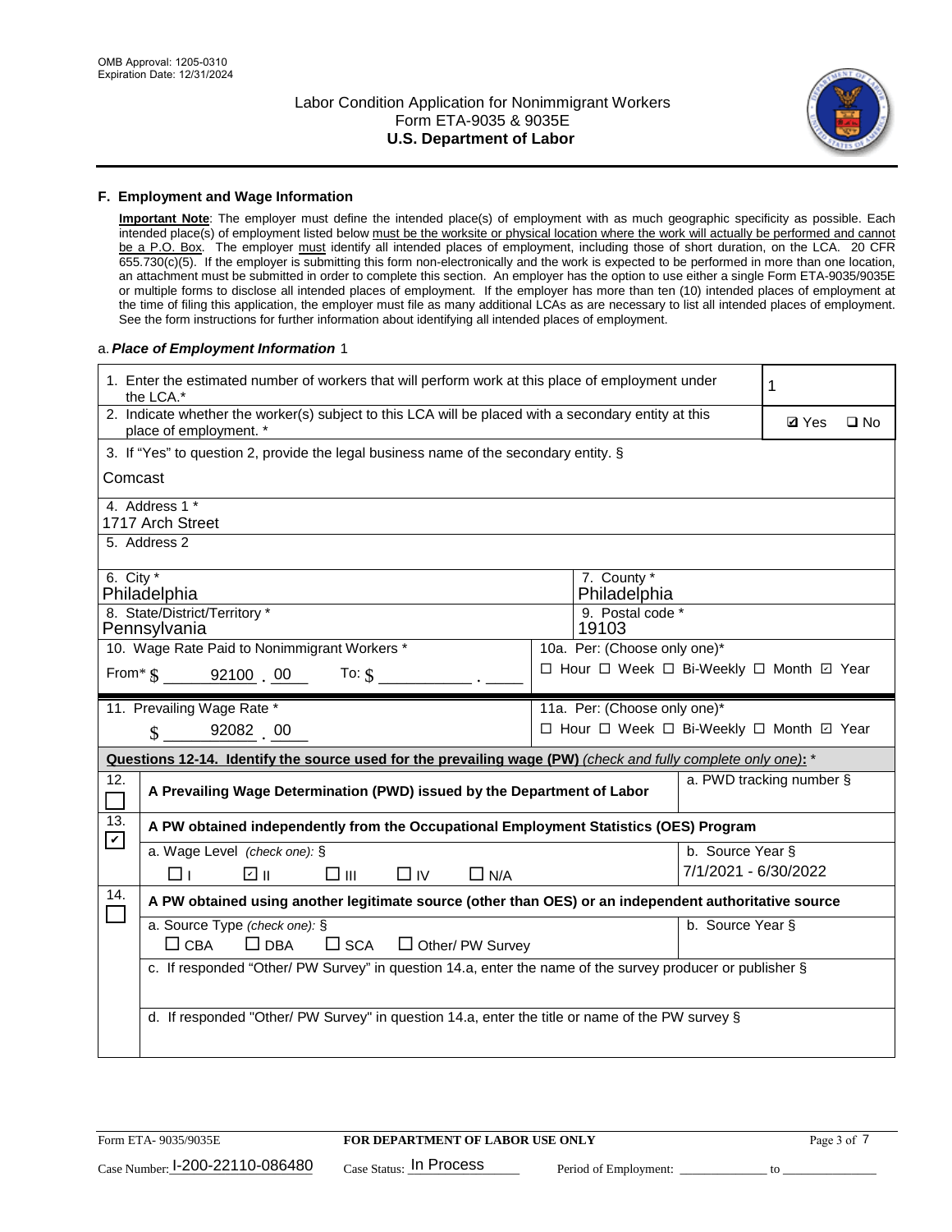## F. Employment and Wage Information

**Important Note**: The employer must define the intended place(s) of employment with as much geographic specificity as possible. Each intended place(s) of employment listed below must be the worksite or physical location where the work will actually be performed and cannot be a P.O. Box. The employer must identify all intended places of employment, including those of short duration, on the LCA. 20 CFR 655.730(c)(5). If the employer is submitting this form non-electronically and the work is expected to be performed in more than one location, an attachment must be submitted in order to complete this section. An employer has the option to use either a single Form ETA-9035/9035E or multiple forms to disclose all intended places of employment. If the employer has more than ten (10) intended places of employment at the time of filing this application, the employer must file as many additional LCAs as are necessary to list all intended places of employment. See the form instructions for further information about identifying all intended places of employment.

a. ***Place of Employment Information*** 1

| | |
|---|---|
| 1. Enter the estimated number of workers that will perform work at this place of employment under the LCA.* | 1 |
| 2. Indicate whether the worker(s) subject to this LCA will be placed with a secondary entity at this place of employment. * | ☑ Yes ☐ No |
| 3. If "Yes" to question 2, provide the legal business name of the secondary entity. § Comcast | |
| 4. Address 1 * 1717 Arch Street | |
| 5. Address 2 | |
| 6. City * Philadelphia | 7. County * Philadelphia |
| 8. State/District/Territory * Pennsylvania | 9. Postal code * 19103 |
| 10. Wage Rate Paid to Nonimmigrant Workers * From* $ 92100 . 00 To: $ ______ . ____ | 10a. Per: (Choose only one)* ☐ Hour ☐ Week ☐ Bi-Weekly ☐ Month ☑ Year |
| 11. Prevailing Wage Rate * $ 92082 . 00 | 11a. Per: (Choose only one)* ☐ Hour ☐ Week ☐ Bi-Weekly ☐ Month ☑ Year |

**Questions 12-14. Identify the source used for the prevailing wage (PW)** *(check and fully complete only one)*: *

| | | |
|---|---|---|
| 12. ☐ | **A Prevailing Wage Determination (PWD) issued by the Department of Labor** | a. PWD tracking number § |
| 13. ☑ | **A PW obtained independently from the Occupational Employment Statistics (OES) Program** | |
| | a. Wage Level *(check one)*: § ☐ I ☑ II ☐ III ☐ IV ☐ N/A | b. Source Year § 7/1/2021 - 6/30/2022 |
| 14. ☐ | **A PW obtained using another legitimate source (other than OES) or an independent authoritative source** | |
| | a. Source Type *(check one)*: § ☐ CBA ☐ DBA ☐ SCA ☐ Other/ PW Survey | b. Source Year § |
| | c. If responded "Other/ PW Survey" in question 14.a, enter the name of the survey producer or publisher § | |
| | d. If responded "Other/ PW Survey" in question 14.a, enter the title or name of the PW survey § | |

Form ETA- 9035/9035E **FOR DEPARTMENT OF LABOR USE ONLY**

Case Number: I-200-22110-086480 Case Status: In Process Period of Employment: ____________ to ______________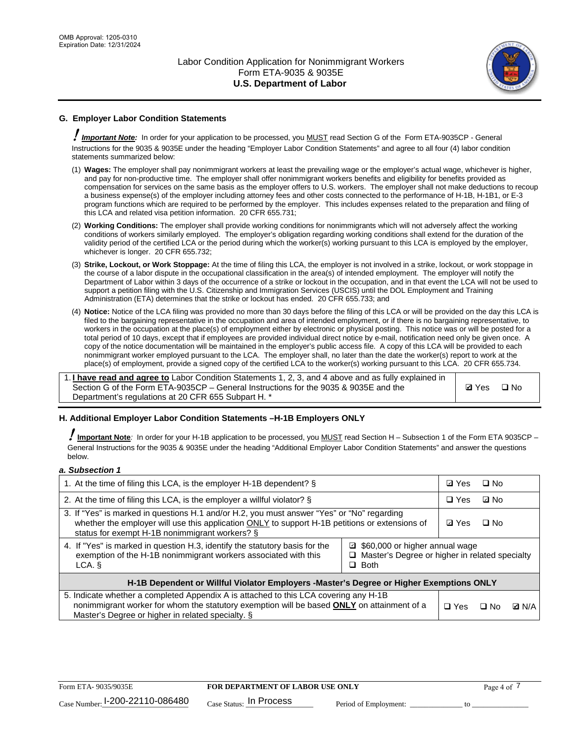## G. Employer Labor Condition Statements

! ***Important Note:*** In order for your application to be processed, you MUST read Section G of the Form ETA-9035CP - General Instructions for the 9035 & 9035E under the heading "Employer Labor Condition Statements" and agree to all four (4) labor condition statements summarized below:

(1) **Wages:** The employer shall pay nonimmigrant workers at least the prevailing wage or the employer's actual wage, whichever is higher, and pay for non-productive time. The employer shall offer nonimmigrant workers benefits and eligibility for benefits provided as compensation for services on the same basis as the employer offers to U.S. workers. The employer shall not make deductions to recoup a business expense(s) of the employer including attorney fees and other costs connected to the performance of H-1B, H-1B1, or E-3 program functions which are required to be performed by the employer. This includes expenses related to the preparation and filing of this LCA and related visa petition information. 20 CFR 655.731;

(2) **Working Conditions:** The employer shall provide working conditions for nonimmigrants which will not adversely affect the working conditions of workers similarly employed. The employer's obligation regarding working conditions shall extend for the duration of the validity period of the certified LCA or the period during which the worker(s) working pursuant to this LCA is employed by the employer, whichever is longer. 20 CFR 655.732;

(3) **Strike, Lockout, or Work Stoppage:** At the time of filing this LCA, the employer is not involved in a strike, lockout, or work stoppage in the course of a labor dispute in the occupational classification in the area(s) of intended employment. The employer will notify the Department of Labor within 3 days of the occurrence of a strike or lockout in the occupation, and in that event the LCA will not be used to support a petition filing with the U.S. Citizenship and Immigration Services (USCIS) until the DOL Employment and Training Administration (ETA) determines that the strike or lockout has ended. 20 CFR 655.733; and

(4) **Notice:** Notice of the LCA filing was provided no more than 30 days before the filing of this LCA or will be provided on the day this LCA is filed to the bargaining representative in the occupation and area of intended employment, or if there is no bargaining representative, to workers in the occupation at the place(s) of employment either by electronic or physical posting. This notice was or will be posted for a total period of 10 days, except that if employees are provided individual direct notice by e-mail, notification need only be given once. A copy of the notice documentation will be maintained in the employer's public access file. A copy of this LCA will be provided to each nonimmigrant worker employed pursuant to the LCA. The employer shall, no later than the date the worker(s) report to work at the place(s) of employment, provide a signed copy of the certified LCA to the worker(s) working pursuant to this LCA. 20 CFR 655.734.

| | |
|---|---|
| 1. **I have read and agree to** Labor Condition Statements 1, 2, 3, and 4 above and as fully explained in Section G of the Form ETA-9035CP – General Instructions for the 9035 & 9035E and the Department's regulations at 20 CFR 655 Subpart H. * | ☑ Yes ☐ No |

## H. Additional Employer Labor Condition Statements –H-1B Employers ONLY

! **Important Note**: In order for your H-1B application to be processed, you MUST read Section H – Subsection 1 of the Form ETA 9035CP – General Instructions for the 9035 & 9035E under the heading "Additional Employer Labor Condition Statements" and answer the questions below.

***a. Subsection 1***

| | |
|---|---|
| 1. At the time of filing this LCA, is the employer H-1B dependent? § | ☑ Yes ☐ No |
| 2. At the time of filing this LCA, is the employer a willful violator? § | ☐ Yes ☑ No |
| 3. If "Yes" is marked in questions H.1 and/or H.2, you must answer "Yes" or "No" regarding whether the employer will use this application ONLY to support H-1B petitions or extensions of status for exempt H-1B nonimmigrant workers? § | ☑ Yes ☐ No |
| 4. If "Yes" is marked in question H.3, identify the statutory basis for the exemption of the H-1B nonimmigrant workers associated with this LCA. § | ☑ $60,000 or higher annual wage<br>☐ Master's Degree or higher in related specialty<br>☐ Both |
| **H-1B Dependent or Willful Violator Employers -Master's Degree or Higher Exemptions ONLY** | |
| 5. Indicate whether a completed Appendix A is attached to this LCA covering any H-1B nonimmigrant worker for whom the statutory exemption will be based **ONLY** on attainment of a Master's Degree or higher in related specialty. § | ☐ Yes ☐ No ☑ N/A |

Form ETA- 9035/9035E | **FOR DEPARTMENT OF LABOR USE ONLY**

Case Number: I-200-22110-086480 Case Status: In Process Period of Employment: _____________ to _____________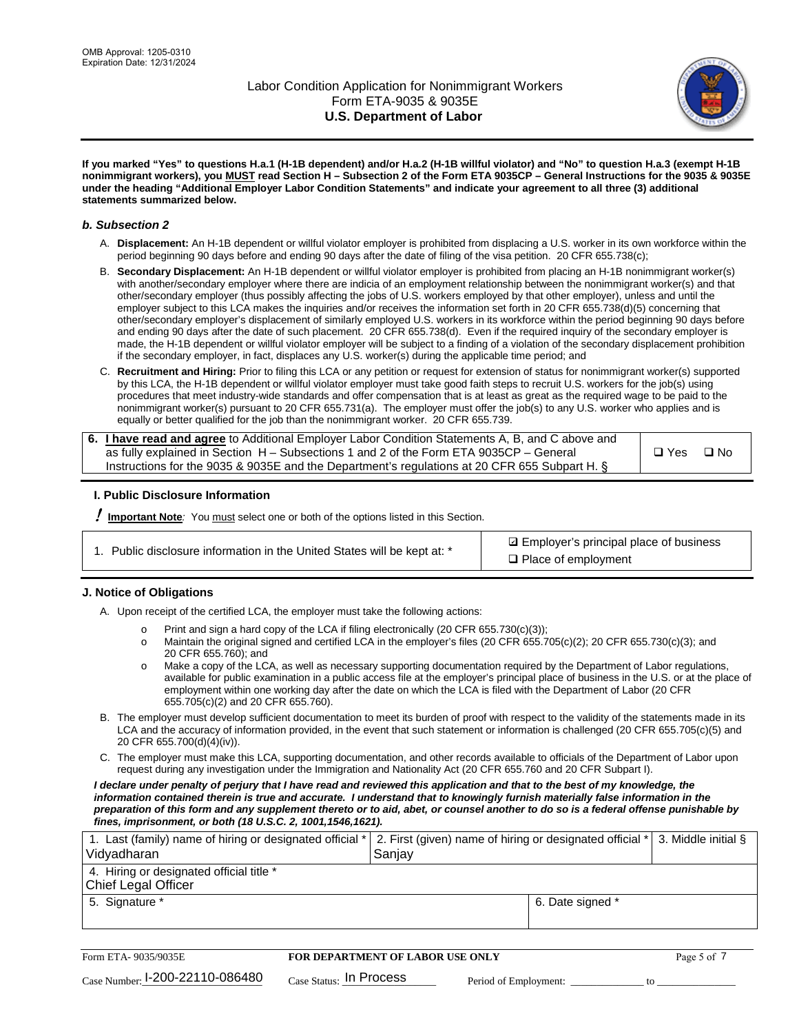**If you marked "Yes" to questions H.a.1 (H-1B dependent) and/or H.a.2 (H-1B willful violator) and "No" to question H.a.3 (exempt H-1B nonimmigrant workers), you MUST read Section H – Subsection 2 of the Form ETA 9035CP – General Instructions for the 9035 & 9035E under the heading "Additional Employer Labor Condition Statements" and indicate your agreement to all three (3) additional statements summarized below.**

### *b. Subsection 2*

A. **Displacement:** An H-1B dependent or willful violator employer is prohibited from displacing a U.S. worker in its own workforce within the period beginning 90 days before and ending 90 days after the date of filing of the visa petition. 20 CFR 655.738(c);

B. **Secondary Displacement:** An H-1B dependent or willful violator employer is prohibited from placing an H-1B nonimmigrant worker(s) with another/secondary employer where there are indicia of an employment relationship between the nonimmigrant worker(s) and that other/secondary employer (thus possibly affecting the jobs of U.S. workers employed by that other employer), unless and until the employer subject to this LCA makes the inquiries and/or receives the information set forth in 20 CFR 655.738(d)(5) concerning that other/secondary employer's displacement of similarly employed U.S. workers in its workforce within the period beginning 90 days before and ending 90 days after the date of such placement. 20 CFR 655.738(d). Even if the required inquiry of the secondary employer is made, the H-1B dependent or willful violator employer will be subject to a finding of a violation of the secondary displacement prohibition if the secondary employer, in fact, displaces any U.S. worker(s) during the applicable time period; and

C. **Recruitment and Hiring:** Prior to filing this LCA or any petition or request for extension of status for nonimmigrant worker(s) supported by this LCA, the H-1B dependent or willful violator employer must take good faith steps to recruit U.S. workers for the job(s) using procedures that meet industry-wide standards and offer compensation that is at least as great as the required wage to be paid to the nonimmigrant worker(s) pursuant to 20 CFR 655.731(a). The employer must offer the job(s) to any U.S. worker who applies and is equally or better qualified for the job than the nonimmigrant worker. 20 CFR 655.739.

| | |
|---|---|
| **6. I have read and agree** to Additional Employer Labor Condition Statements A, B, and C above and as fully explained in Section H – Subsections 1 and 2 of the Form ETA 9035CP – General Instructions for the 9035 & 9035E and the Department's regulations at 20 CFR 655 Subpart H. § | ❑ Yes ❑ No |

## I. Public Disclosure Information

**! Important Note:** You must select one or both of the options listed in this Section.

| | |
|---|---|
| 1. Public disclosure information in the United States will be kept at: * | ☑ Employer's principal place of business<br>❑ Place of employment |

## J. Notice of Obligations

A. Upon receipt of the certified LCA, the employer must take the following actions:

- o Print and sign a hard copy of the LCA if filing electronically (20 CFR 655.730(c)(3));
- o Maintain the original signed and certified LCA in the employer's files (20 CFR 655.705(c)(2); 20 CFR 655.730(c)(3); and 20 CFR 655.760); and
- o Make a copy of the LCA, as well as necessary supporting documentation required by the Department of Labor regulations, available for public examination in a public access file at the employer's principal place of business in the U.S. or at the place of employment within one working day after the date on which the LCA is filed with the Department of Labor (20 CFR 655.705(c)(2) and 20 CFR 655.760).

B. The employer must develop sufficient documentation to meet its burden of proof with respect to the validity of the statements made in its LCA and the accuracy of information provided, in the event that such statement or information is challenged (20 CFR 655.705(c)(5) and 20 CFR 655.700(d)(4)(iv)).

C. The employer must make this LCA, supporting documentation, and other records available to officials of the Department of Labor upon request during any investigation under the Immigration and Nationality Act (20 CFR 655.760 and 20 CFR Subpart I).

***I declare under penalty of perjury that I have read and reviewed this application and that to the best of my knowledge, the information contained therein is true and accurate. I understand that to knowingly furnish materially false information in the preparation of this form and any supplement thereto or to aid, abet, or counsel another to do so is a federal offense punishable by fines, imprisonment, or both (18 U.S.C. 2, 1001,1546,1621).***

| 1. Last (family) name of hiring or designated official * | 2. First (given) name of hiring or designated official * | 3. Middle initial § |
|---|---|---|
| Vidyadharan | Sanjay | |
| 4. Hiring or designated official title * | | |
| Chief Legal Officer | | |
| 5. Signature * | 6. Date signed * | |
| | | |

| Form ETA- 9035/9035E | FOR DEPARTMENT OF LABOR USE ONLY | |
|---|---|---|
| Case Number: I-200-22110-086480 | Case Status: In Process | Period of Employment: _____________ to _____________ |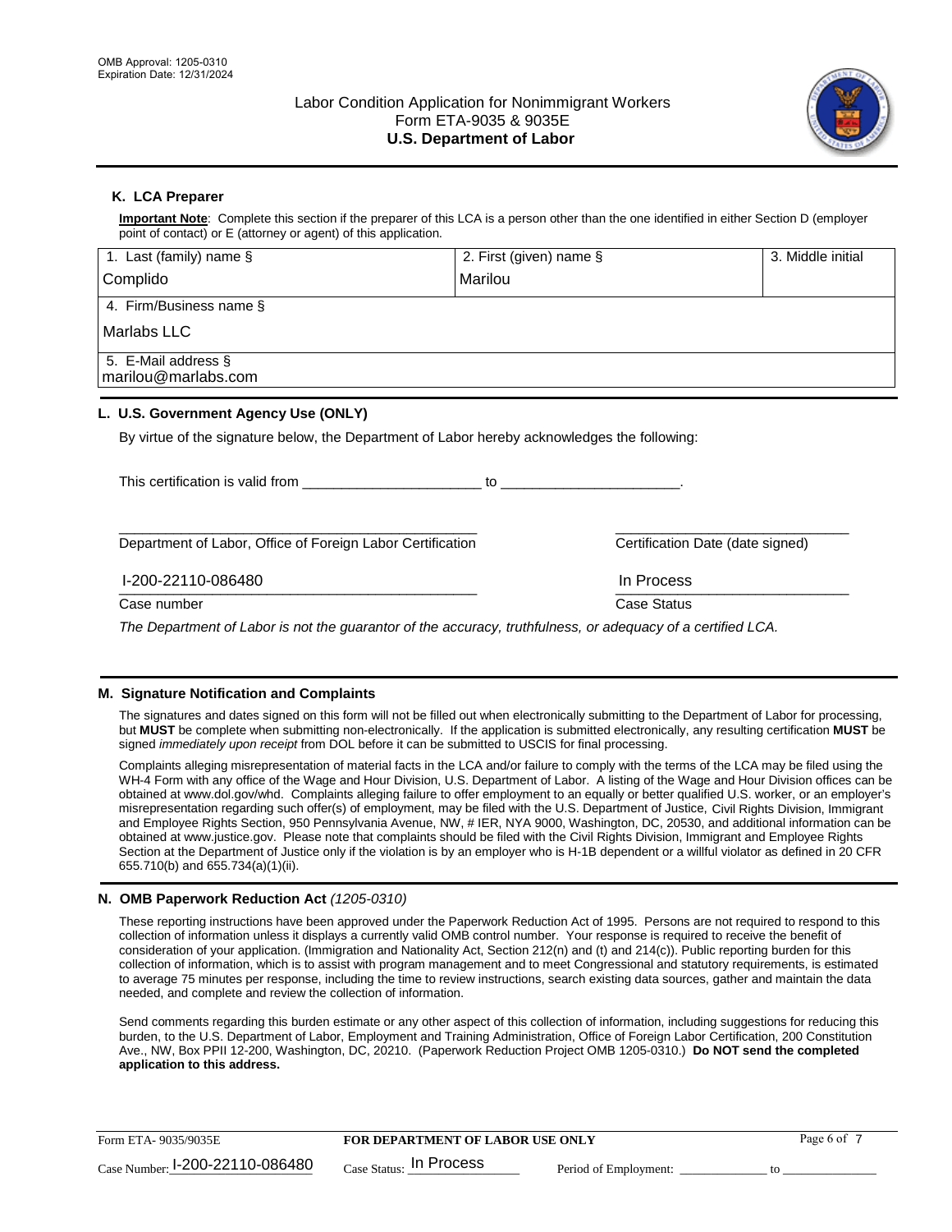OMB Approval: 1205-0310
Expiration Date: 12/31/2024

# Labor Condition Application for Nonimmigrant Workers
## Form ETA-9035 & 9035E
## U.S. Department of Labor

### K. LCA Preparer

**Important Note**: Complete this section if the preparer of this LCA is a person other than the one identified in either Section D (employer point of contact) or E (attorney or agent) of this application.

| 1. Last (family) name § | 2. First (given) name § | 3. Middle initial |
|---|---|---|
| Complido | Marilou | |
| 4. Firm/Business name § | | |
| Marlabs LLC | | |
| 5. E-Mail address § | | |
| marilou@marlabs.com | | |

### L. U.S. Government Agency Use (ONLY)

By virtue of the signature below, the Department of Labor hereby acknowledges the following:

This certification is valid from ______________________ to ______________________.

______________________________________________ ______________________________
Department of Labor, Office of Foreign Labor Certification — Certification Date (date signed)

I-200-22110-086480 — In Process

Case number — Case Status

*The Department of Labor is not the guarantor of the accuracy, truthfulness, or adequacy of a certified LCA.*

### M. Signature Notification and Complaints

The signatures and dates signed on this form will not be filled out when electronically submitting to the Department of Labor for processing, but **MUST** be complete when submitting non-electronically. If the application is submitted electronically, any resulting certification **MUST** be signed *immediately upon receipt* from DOL before it can be submitted to USCIS for final processing.

Complaints alleging misrepresentation of material facts in the LCA and/or failure to comply with the terms of the LCA may be filed using the WH-4 Form with any office of the Wage and Hour Division, U.S. Department of Labor. A listing of the Wage and Hour Division offices can be obtained at www.dol.gov/whd. Complaints alleging failure to offer employment to an equally or better qualified U.S. worker, or an employer's misrepresentation regarding such offer(s) of employment, may be filed with the U.S. Department of Justice, Civil Rights Division, Immigrant and Employee Rights Section, 950 Pennsylvania Avenue, NW, # IER, NYA 9000, Washington, DC, 20530, and additional information can be obtained at www.justice.gov. Please note that complaints should be filed with the Civil Rights Division, Immigrant and Employee Rights Section at the Department of Justice only if the violation is by an employer who is H-1B dependent or a willful violator as defined in 20 CFR 655.710(b) and 655.734(a)(1)(ii).

### N. OMB Paperwork Reduction Act *(1205-0310)*

These reporting instructions have been approved under the Paperwork Reduction Act of 1995. Persons are not required to respond to this collection of information unless it displays a currently valid OMB control number. Your response is required to receive the benefit of consideration of your application. (Immigration and Nationality Act, Section 212(n) and (t) and 214(c)). Public reporting burden for this collection of information, which is to assist with program management and to meet Congressional and statutory requirements, is estimated to average 75 minutes per response, including the time to review instructions, search existing data sources, gather and maintain the data needed, and complete and review the collection of information.

Send comments regarding this burden estimate or any other aspect of this collection of information, including suggestions for reducing this burden, to the U.S. Department of Labor, Employment and Training Administration, Office of Foreign Labor Certification, 200 Constitution Ave., NW, Box PPII 12-200, Washington, DC, 20210. (Paperwork Reduction Project OMB 1205-0310.) **Do NOT send the completed application to this address.**

Form ETA- 9035/9035E — **FOR DEPARTMENT OF LABOR USE ONLY**

Case Number: I-200-22110-086480 Case Status: In Process Period of Employment: ____________ to ____________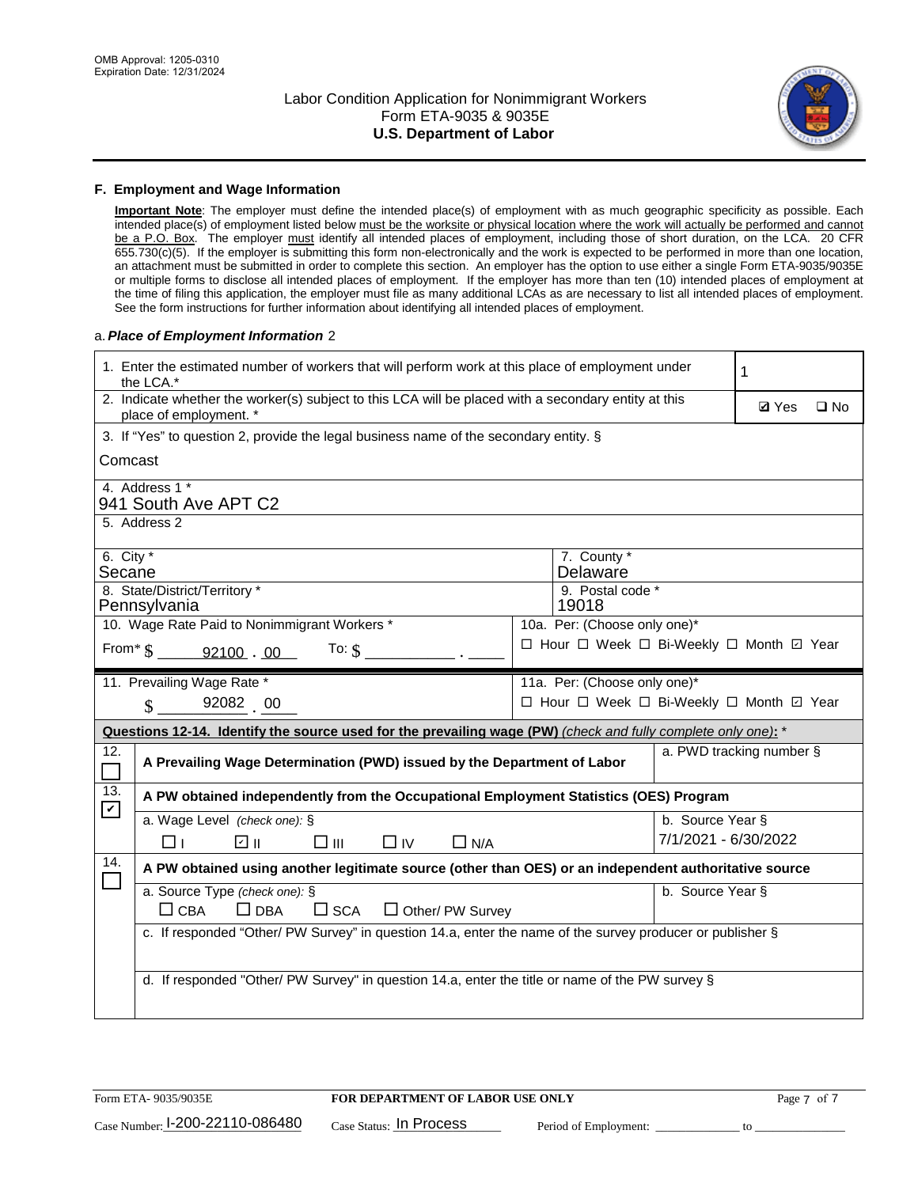OMB Approval: 1205-0310
Expiration Date: 12/31/2024

# Labor Condition Application for Nonimmigrant Workers
## Form ETA-9035 & 9035E
## U.S. Department of Labor

### F. Employment and Wage Information

**Important Note**: The employer must define the intended place(s) of employment with as much geographic specificity as possible. Each intended place(s) of employment listed below must be the worksite or physical location where the work will actually be performed and cannot be a P.O. Box. The employer must identify all intended places of employment, including those of short duration, on the LCA. 20 CFR 655.730(c)(5). If the employer is submitting this form non-electronically and the work is expected to be performed in more than one location, an attachment must be submitted in order to complete this section. An employer has the option to use either a single Form ETA-9035/9035E or multiple forms to disclose all intended places of employment. If the employer has more than ten (10) intended places of employment at the time of filing this application, the employer must file as many additional LCAs as are necessary to list all intended places of employment. See the form instructions for further information about identifying all intended places of employment.

a. ***Place of Employment Information*** 2

| | |
|---|---|
| 1. Enter the estimated number of workers that will perform work at this place of employment under the LCA.* | 1 |
| 2. Indicate whether the worker(s) subject to this LCA will be placed with a secondary entity at this place of employment. * | ☑ Yes ☐ No |
| 3. If "Yes" to question 2, provide the legal business name of the secondary entity. § Comcast | |
| 4. Address 1 * 941 South Ave APT C2 | |
| 5. Address 2 | |
| 6. City * Secane | 7. County * Delaware |
| 8. State/District/Territory * Pennsylvania | 9. Postal code * 19018 |
| 10. Wage Rate Paid to Nonimmigrant Workers * From* $ 92100 . 00 To: $ ____ . ____ | 10a. Per: (Choose only one)* ☐ Hour ☐ Week ☐ Bi-Weekly ☐ Month ☑ Year |
| 11. Prevailing Wage Rate * $ 92082 . 00 | 11a. Per: (Choose only one)* ☐ Hour ☐ Week ☐ Bi-Weekly ☐ Month ☑ Year |

**Questions 12-14. Identify the source used for the prevailing wage (PW)** *(check and fully complete only one)*: *

| | | |
|---|---|---|
| 12. ☐ | **A Prevailing Wage Determination (PWD) issued by the Department of Labor** | a. PWD tracking number § |
| 13. ☑ | **A PW obtained independently from the Occupational Employment Statistics (OES) Program** | |
| | a. Wage Level *(check one):* § ☐ I ☑ II ☐ III ☐ IV ☐ N/A | b. Source Year § 7/1/2021 - 6/30/2022 |
| 14. ☐ | **A PW obtained using another legitimate source (other than OES) or an independent authoritative source** | |
| | a. Source Type *(check one):* § ☐ CBA ☐ DBA ☐ SCA ☐ Other/ PW Survey | b. Source Year § |
| | c. If responded "Other/ PW Survey" in question 14.a, enter the name of the survey producer or publisher § | |
| | d. If responded "Other/ PW Survey" in question 14.a, enter the title or name of the PW survey § | |

Form ETA- 9035/9035E | **FOR DEPARTMENT OF LABOR USE ONLY**

Case Number: I-200-22110-086480 Case Status: In Process Period of Employment: ____________ to ____________